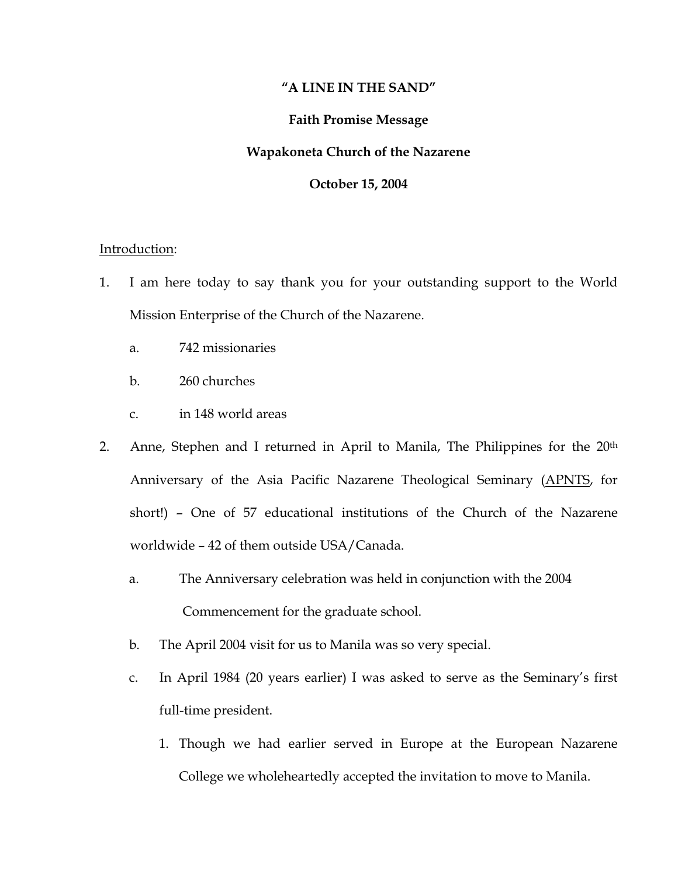**"A LINE IN THE SAND"**

**Faith Promise Message**

**Wapakoneta Church of the Nazarene**

**October 15, 2004**

<u>Introduction</u>:

1. I am here today to say thank you for your outstanding support to the World Mission Enterprise of the Church of the Nazarene.
   a. 742 missionaries
   b. 260 churches
   c. in 148 world areas
2. Anne, Stephen and I returned in April to Manila, The Philippines for the 20th Anniversary of the Asia Pacific Nazarene Theological Seminary (<u>APNTS</u>, for short!) – One of 57 educational institutions of the Church of the Nazarene worldwide – 42 of them outside USA/Canada.
   a. The Anniversary celebration was held in conjunction with the 2004 Commencement for the graduate school.
   b. The April 2004 visit for us to Manila was so very special.
   c. In April 1984 (20 years earlier) I was asked to serve as the Seminary's first full-time president.
      1. Though we had earlier served in Europe at the European Nazarene College we wholeheartedly accepted the invitation to move to Manila.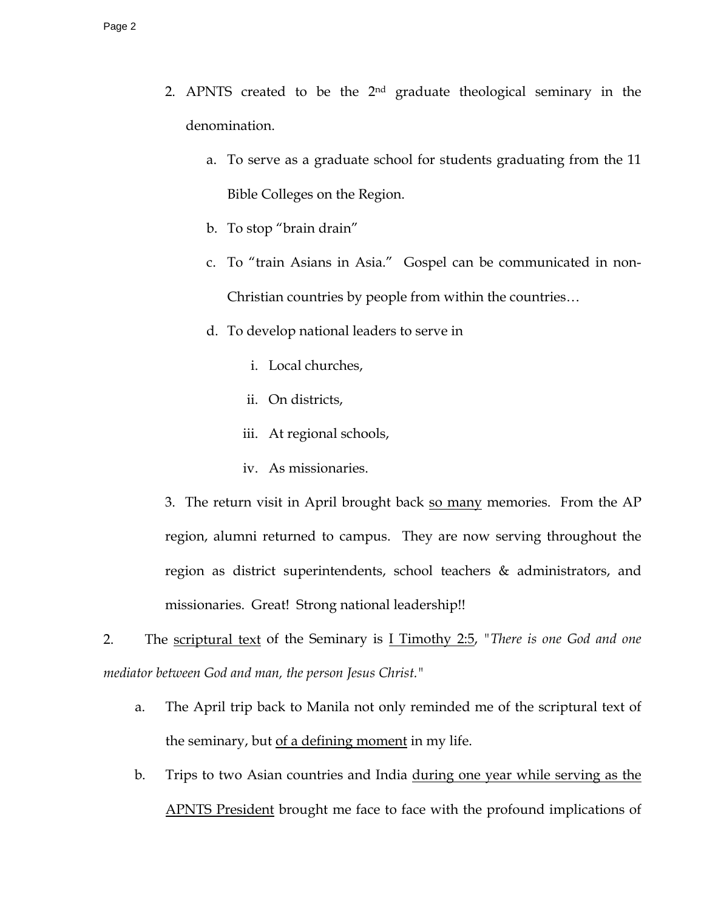2. APNTS created to be the 2nd graduate theological seminary in the denomination.

   a. To serve as a graduate school for students graduating from the 11 Bible Colleges on the Region.

   b. To stop "brain drain"

   c. To "train Asians in Asia." Gospel can be communicated in non-Christian countries by people from within the countries…

   d. To develop national leaders to serve in

      i. Local churches,

      ii. On districts,

      iii. At regional schools,

      iv. As missionaries.

3. The return visit in April brought back <u>so many</u> memories. From the AP region, alumni returned to campus. They are now serving throughout the region as district superintendents, school teachers & administrators, and missionaries. Great! Strong national leadership!!

2. The <u>scriptural text</u> of the Seminary is <u>I Timothy 2:5</u>, "*There is one God and one mediator between God and man, the person Jesus Christ.*"

   a. The April trip back to Manila not only reminded me of the scriptural text of the seminary, but <u>of a defining moment</u> in my life.

   b. Trips to two Asian countries and India <u>during one year while serving as the APNTS President</u> brought me face to face with the profound implications of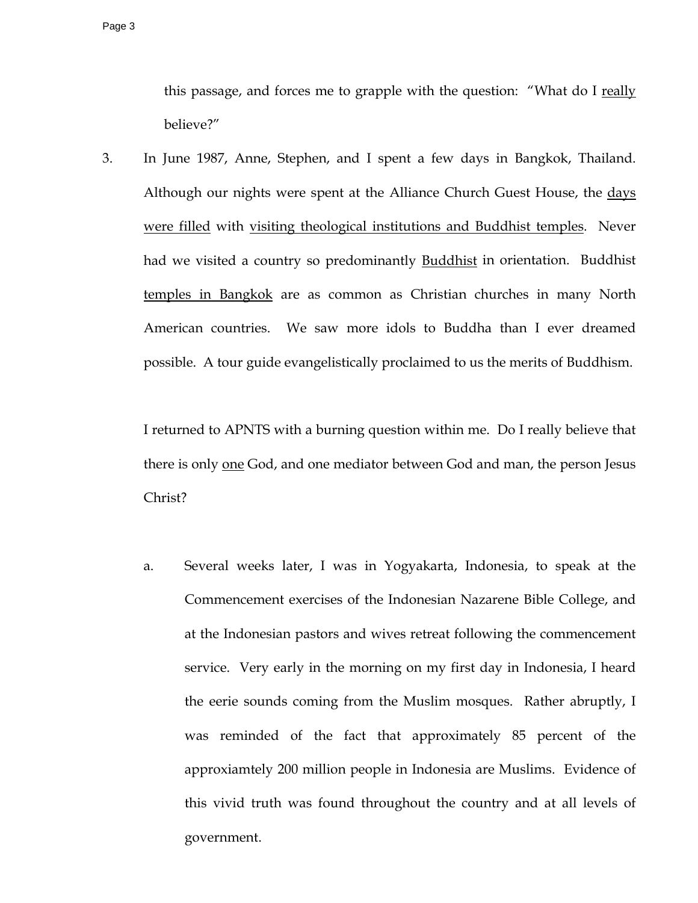this passage, and forces me to grapple with the question: "What do I <u>really</u> believe?"

3. In June 1987, Anne, Stephen, and I spent a few days in Bangkok, Thailand. Although our nights were spent at the Alliance Church Guest House, the <u>days were filled</u> with <u>visiting theological institutions and Buddhist temples</u>. Never had we visited a country so predominantly <u>Buddhist</u> in orientation. Buddhist <u>temples in Bangkok</u> are as common as Christian churches in many North American countries. We saw more idols to Buddha than I ever dreamed possible. A tour guide evangelistically proclaimed to us the merits of Buddhism.

   I returned to APNTS with a burning question within me. Do I really believe that there is only <u>one</u> God, and one mediator between God and man, the person Jesus Christ?

   a. Several weeks later, I was in Yogyakarta, Indonesia, to speak at the Commencement exercises of the Indonesian Nazarene Bible College, and at the Indonesian pastors and wives retreat following the commencement service. Very early in the morning on my first day in Indonesia, I heard the eerie sounds coming from the Muslim mosques. Rather abruptly, I was reminded of the fact that approximately 85 percent of the approxiamtely 200 million people in Indonesia are Muslims. Evidence of this vivid truth was found throughout the country and at all levels of government.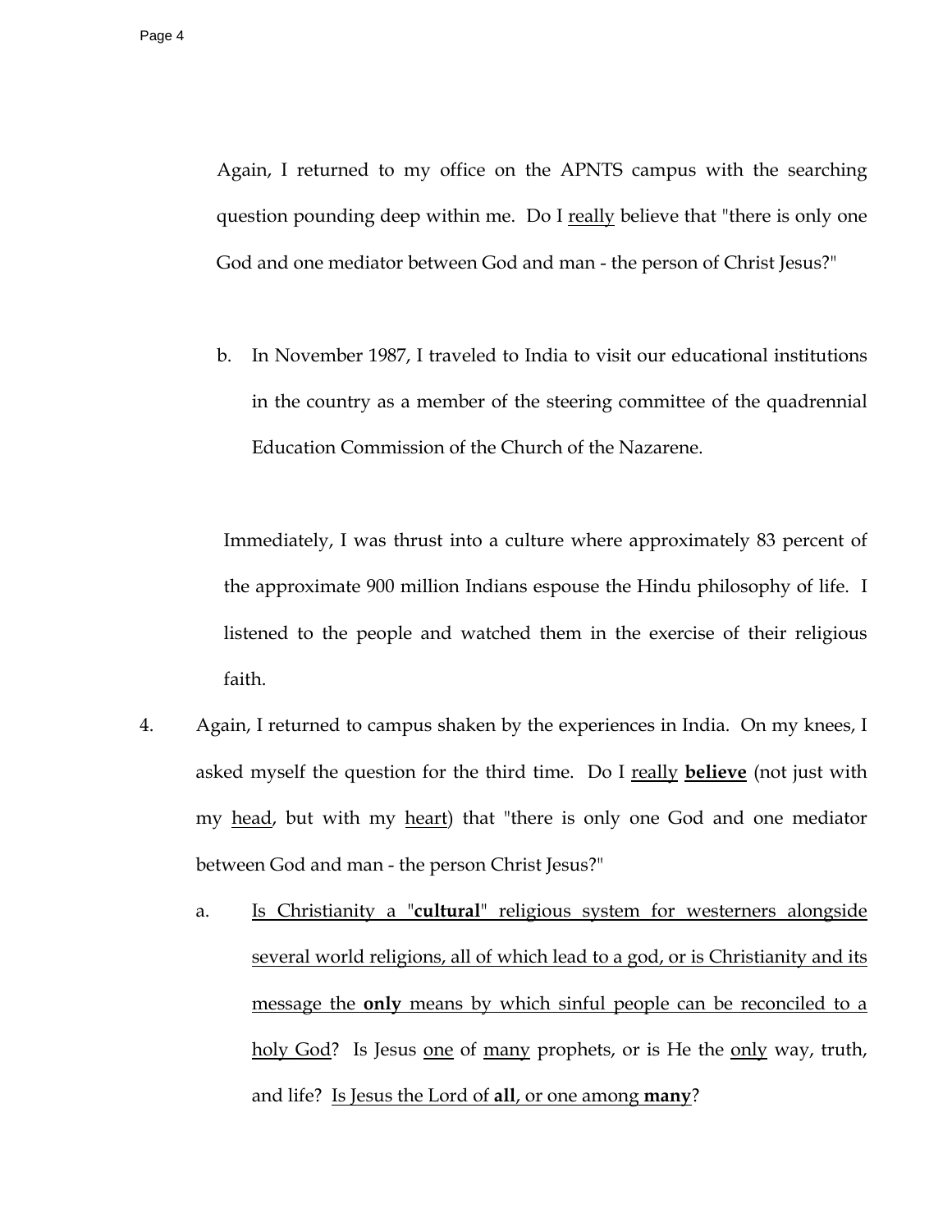Again, I returned to my office on the APNTS campus with the searching question pounding deep within me. Do I <u>really</u> believe that "there is only one God and one mediator between God and man - the person of Christ Jesus?"

b. In November 1987, I traveled to India to visit our educational institutions in the country as a member of the steering committee of the quadrennial Education Commission of the Church of the Nazarene.

Immediately, I was thrust into a culture where approximately 83 percent of the approximate 900 million Indians espouse the Hindu philosophy of life. I listened to the people and watched them in the exercise of their religious faith.

4. Again, I returned to campus shaken by the experiences in India. On my knees, I asked myself the question for the third time. Do I <u>really</u> <u>**believe**</u> (not just with my <u>head</u>, but with my <u>heart</u>) that "there is only one God and one mediator between God and man - the person Christ Jesus?"

   a. <u>Is Christianity a "**cultural**" religious system for westerners alongside several world religions, all of which lead to a god, or is Christianity and its message the **only** means by which sinful people can be reconciled to a holy God</u>? Is Jesus <u>one</u> of <u>many</u> prophets, or is He the <u>only</u> way, truth, and life? <u>Is Jesus the Lord of **all**, or one among **many**</u>?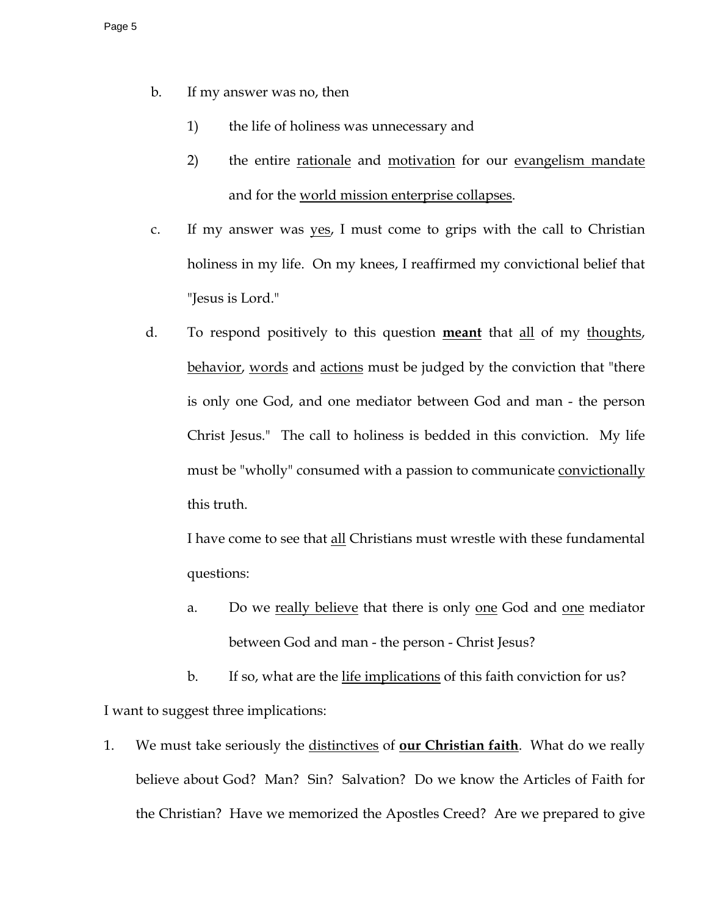b. If my answer was no, then

   1) the life of holiness was unnecessary and

   2) the entire <u>rationale</u> and <u>motivation</u> for our <u>evangelism mandate</u> and for the <u>world mission enterprise collapses</u>.

c. If my answer was <u>yes</u>, I must come to grips with the call to Christian holiness in my life. On my knees, I reaffirmed my convictional belief that "Jesus is Lord."

d. To respond positively to this question <u>**meant**</u> that <u>all</u> of my <u>thoughts</u>, <u>behavior</u>, <u>words</u> and <u>actions</u> must be judged by the conviction that "there is only one God, and one mediator between God and man - the person Christ Jesus." The call to holiness is bedded in this conviction. My life must be "wholly" consumed with a passion to communicate <u>convictionally</u> this truth.

   I have come to see that <u>all</u> Christians must wrestle with these fundamental questions:

   a. Do we <u>really believe</u> that there is only <u>one</u> God and <u>one</u> mediator between God and man - the person - Christ Jesus?

   b. If so, what are the <u>life implications</u> of this faith conviction for us?

I want to suggest three implications:

1. We must take seriously the <u>distinctives</u> of <u>**our Christian faith**</u>. What do we really believe about God? Man? Sin? Salvation? Do we know the Articles of Faith for the Christian? Have we memorized the Apostles Creed? Are we prepared to give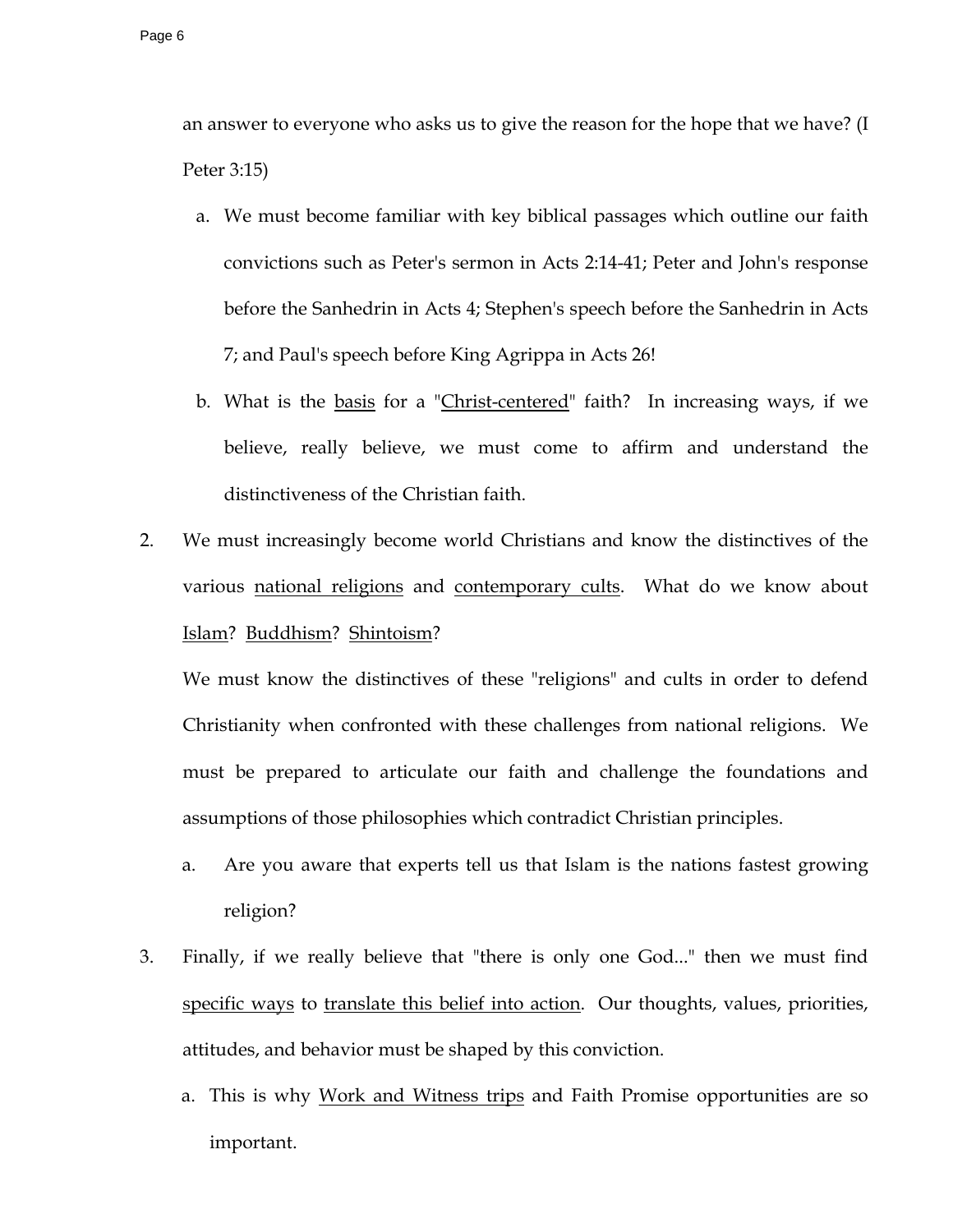an answer to everyone who asks us to give the reason for the hope that we have? (I Peter 3:15)

   a. We must become familiar with key biblical passages which outline our faith convictions such as Peter's sermon in Acts 2:14-41; Peter and John's response before the Sanhedrin in Acts 4; Stephen's speech before the Sanhedrin in Acts 7; and Paul's speech before King Agrippa in Acts 26!

   b. What is the <u>basis</u> for a "<u>Christ-centered</u>" faith? In increasing ways, if we believe, really believe, we must come to affirm and understand the distinctiveness of the Christian faith.

2. We must increasingly become world Christians and know the distinctives of the various <u>national religions</u> and <u>contemporary cults</u>. What do we know about <u>Islam</u>? <u>Buddhism</u>? <u>Shintoism</u>?

   We must know the distinctives of these "religions" and cults in order to defend Christianity when confronted with these challenges from national religions. We must be prepared to articulate our faith and challenge the foundations and assumptions of those philosophies which contradict Christian principles.

   a. Are you aware that experts tell us that Islam is the nations fastest growing religion?

3. Finally, if we really believe that "there is only one God..." then we must find <u>specific ways</u> to <u>translate this belief into action</u>. Our thoughts, values, priorities, attitudes, and behavior must be shaped by this conviction.

   a. This is why <u>Work and Witness trips</u> and Faith Promise opportunities are so important.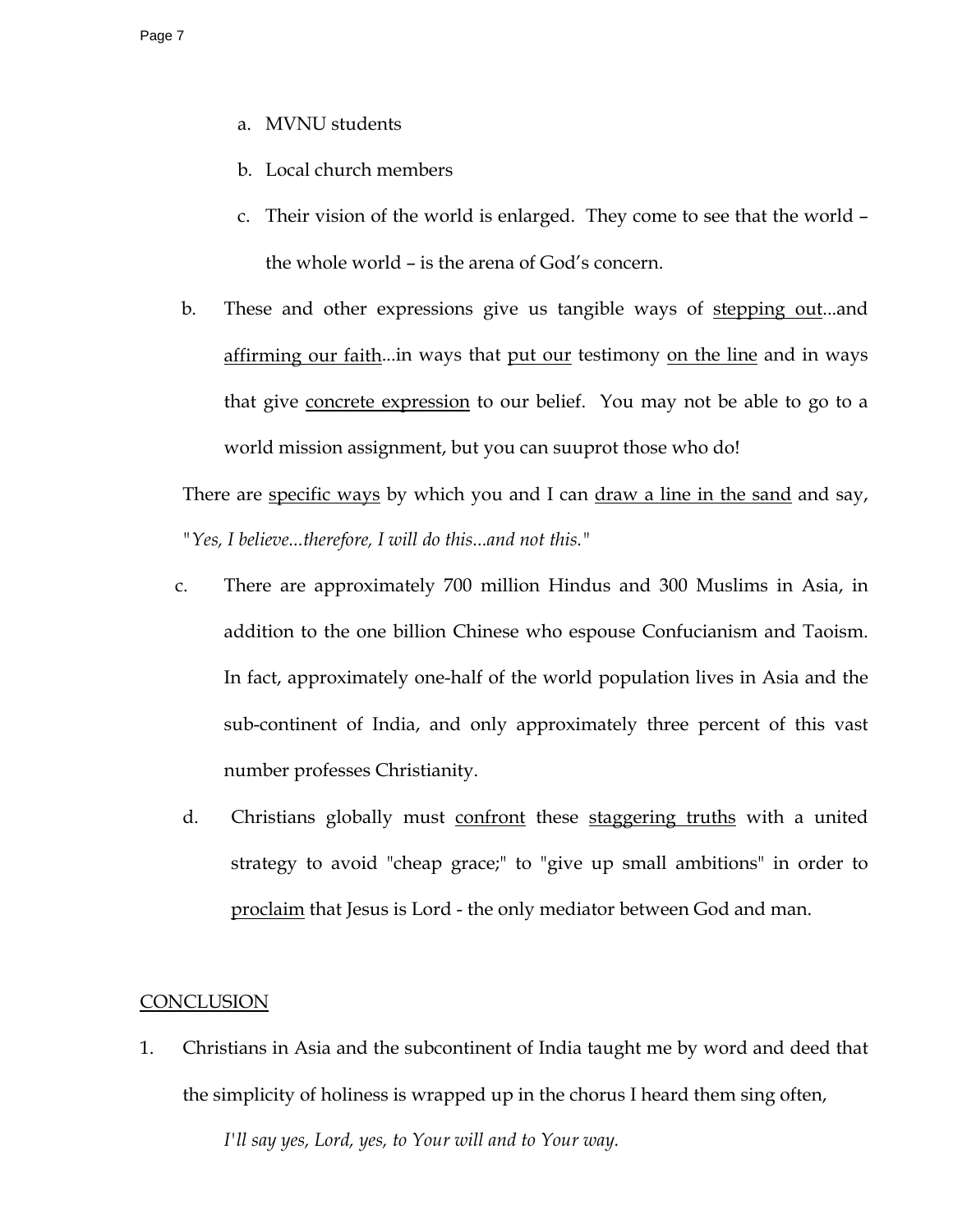a. MVNU students

b. Local church members

c. Their vision of the world is enlarged. They come to see that the world – the whole world – is the arena of God's concern.

b. These and other expressions give us tangible ways of <u>stepping out</u>...and <u>affirming our faith</u>...in ways that <u>put our</u> testimony <u>on the line</u> and in ways that give <u>concrete expression</u> to our belief. You may not be able to go to a world mission assignment, but you can suuprot those who do!

There are <u>specific ways</u> by which you and I can <u>draw a line in the sand</u> and say, "*Yes, I believe...therefore, I will do this...and not this.*"

c. There are approximately 700 million Hindus and 300 Muslims in Asia, in addition to the one billion Chinese who espouse Confucianism and Taoism. In fact, approximately one-half of the world population lives in Asia and the sub-continent of India, and only approximately three percent of this vast number professes Christianity.

d. Christians globally must <u>confront</u> these <u>staggering truths</u> with a united strategy to avoid "cheap grace;" to "give up small ambitions" in order to <u>proclaim</u> that Jesus is Lord - the only mediator between God and man.

<u>CONCLUSION</u>

1. Christians in Asia and the subcontinent of India taught me by word and deed that the simplicity of holiness is wrapped up in the chorus I heard them sing often,

   *I'll say yes, Lord, yes, to Your will and to Your way.*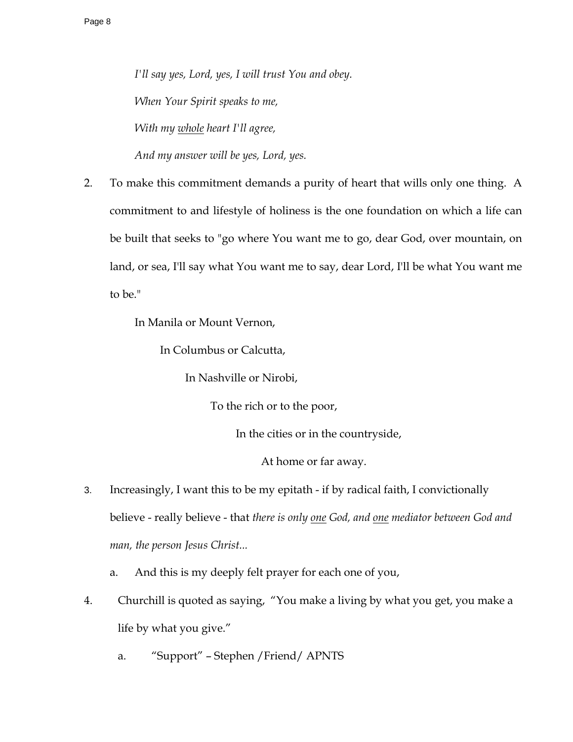*I'll say yes, Lord, yes, I will trust You and obey.*

*When Your Spirit speaks to me,*

*With my <u>whole</u> heart I'll agree,*

*And my answer will be yes, Lord, yes.*

2. To make this commitment demands a purity of heart that wills only one thing. A commitment to and lifestyle of holiness is the one foundation on which a life can be built that seeks to "go where You want me to go, dear God, over mountain, on land, or sea, I'll say what You want me to say, dear Lord, I'll be what You want me to be."

   In Manila or Mount Vernon,

   In Columbus or Calcutta,

   In Nashville or Nirobi,

   To the rich or to the poor,

   In the cities or in the countryside,

   At home or far away.

3. Increasingly, I want this to be my epitath - if by radical faith, I convictionally believe - really believe - that *there is only <u>one</u> God, and <u>one</u> mediator between God and man, the person Jesus Christ...*

   a. And this is my deeply felt prayer for each one of you,

4. Churchill is quoted as saying, "You make a living by what you get, you make a life by what you give."

   a. "Support" – Stephen /Friend/ APNTS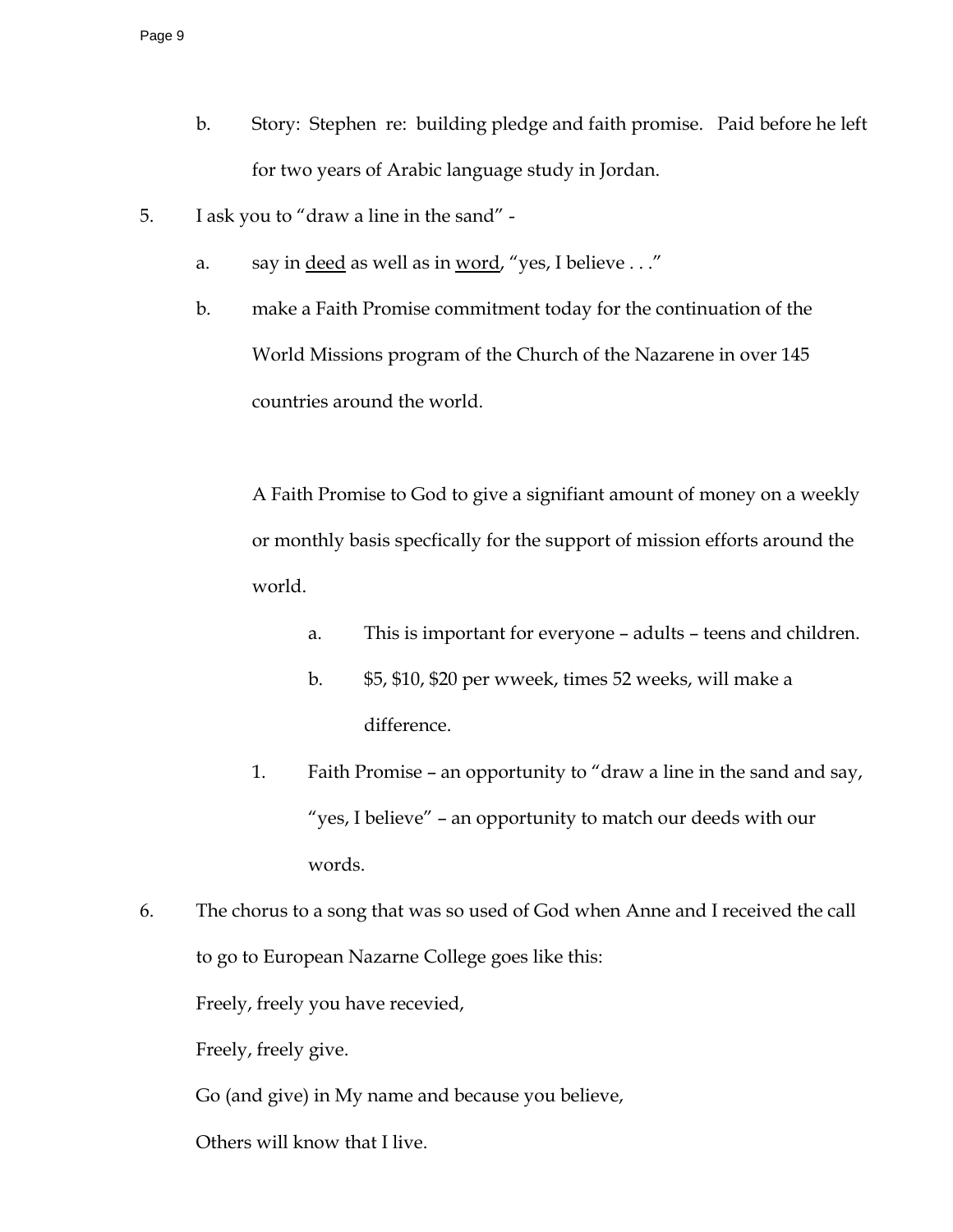b. Story: Stephen re: building pledge and faith promise. Paid before he left for two years of Arabic language study in Jordan.

5. I ask you to "draw a line in the sand" -

    a. say in <u>deed</u> as well as in <u>word</u>, "yes, I believe . . ."

    b. make a Faith Promise commitment today for the continuation of the World Missions program of the Church of the Nazarene in over 145 countries around the world.

    A Faith Promise to God to give a signifiant amount of money on a weekly or monthly basis specfically for the support of mission efforts around the world.

        a. This is important for everyone – adults – teens and children.

        b. $5, $10, $20 per wweek, times 52 weeks, will make a difference.

        1. Faith Promise – an opportunity to "draw a line in the sand and say, "yes, I believe" – an opportunity to match our deeds with our words.

6. The chorus to a song that was so used of God when Anne and I received the call to go to European Nazarne College goes like this:

    Freely, freely you have recevied,

    Freely, freely give.

    Go (and give) in My name and because you believe,

    Others will know that I live.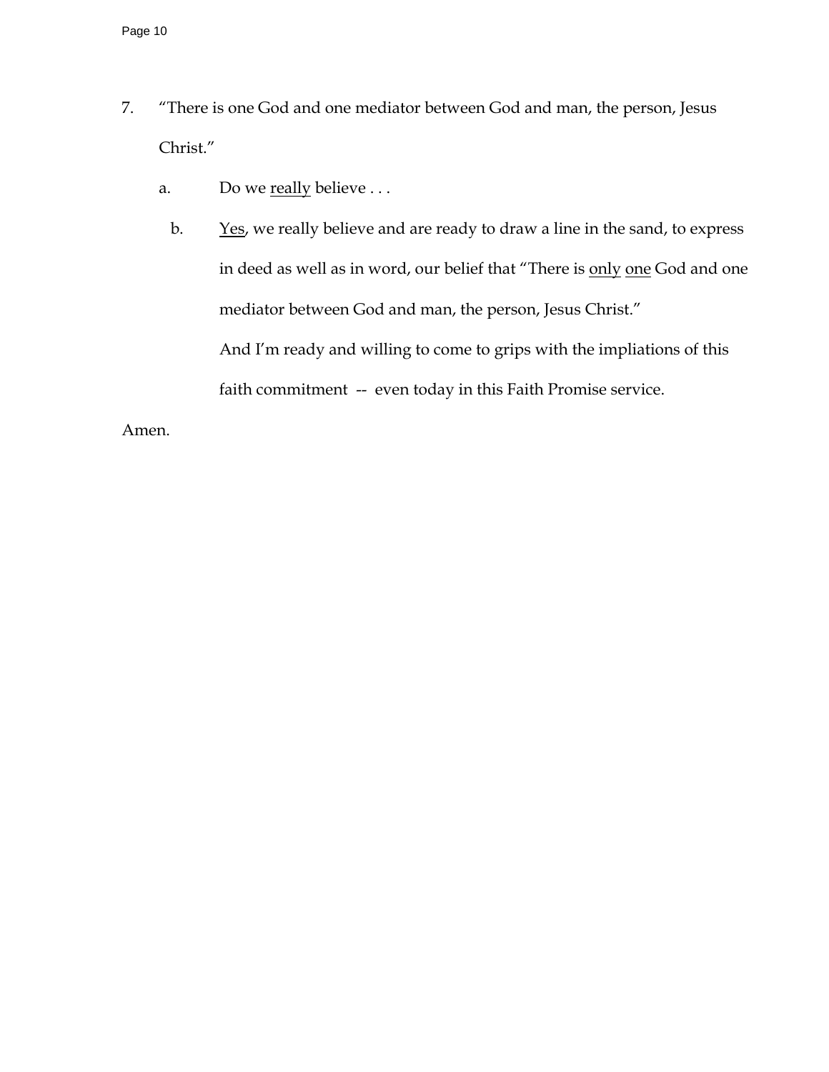7. "There is one God and one mediator between God and man, the person, Jesus Christ."

   a. Do we <u>really</u> believe . . .

   b. <u>Yes</u>, we really believe and are ready to draw a line in the sand, to express in deed as well as in word, our belief that "There is <u>only</u> <u>one</u> God and one mediator between God and man, the person, Jesus Christ."

      And I'm ready and willing to come to grips with the impliations of this faith commitment -- even today in this Faith Promise service.

Amen.